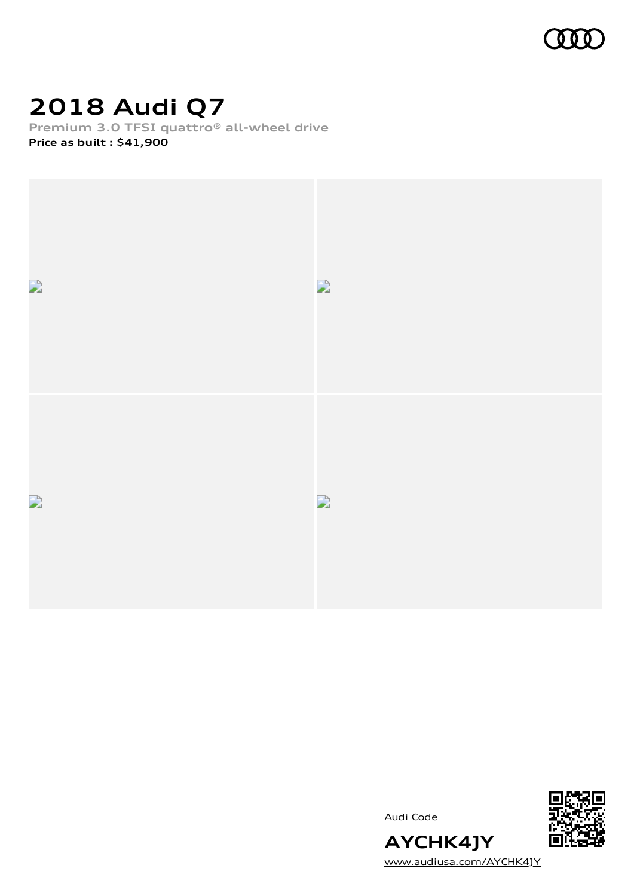# 2018 Audi Q7

**Premium 3.0 TFSI quattro® all-wheel drive**

**Price as built : $41,900**

Audi Code

**AYCHK4JY**

www.audiusa.com/AYCHK4JY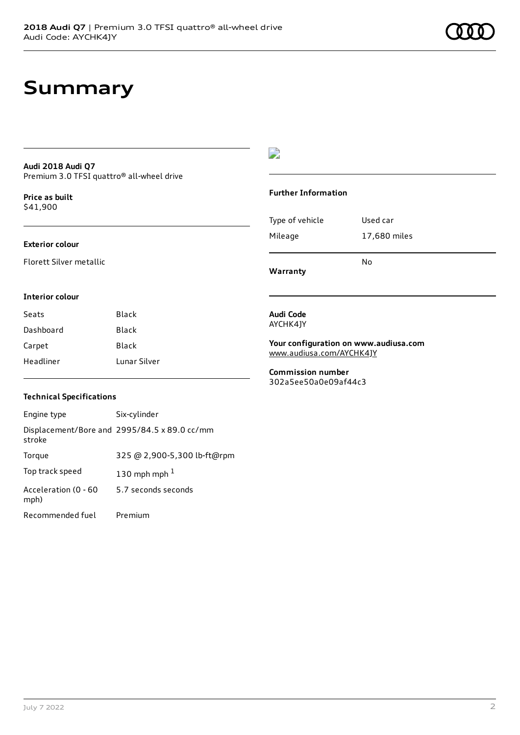# Summary

**Audi 2018 Audi Q7**
Premium 3.0 TFSI quattro® all-wheel drive

**Price as built**
$41,900

### Exterior colour

Florett Silver metallic

### Interior colour

| | |
|---|---|
| Seats | Black |
| Dashboard | Black |
| Carpet | Black |
| Headliner | Lunar Silver |

### Technical Specifications

| | |
|---|---|
| Engine type | Six-cylinder |
| Displacement/Bore and stroke | 2995/84.5 x 89.0 cc/mm |
| Torque | 325 @ 2,900-5,300 lb-ft@rpm |
| Top track speed | 130 mph mph [1] |
| Acceleration (0 - 60 mph) | 5.7 seconds seconds |
| Recommended fuel | Premium |

### Further Information

| | |
|---|---|
| Type of vehicle | Used car |
| Mileage | 17,680 miles |
| **Warranty** | No |

**Audi Code**
AYCHK4JY

**Your configuration on www.audiusa.com**
www.audiusa.com/AYCHK4JY

**Commission number**
302a5ee50a0e09af44c3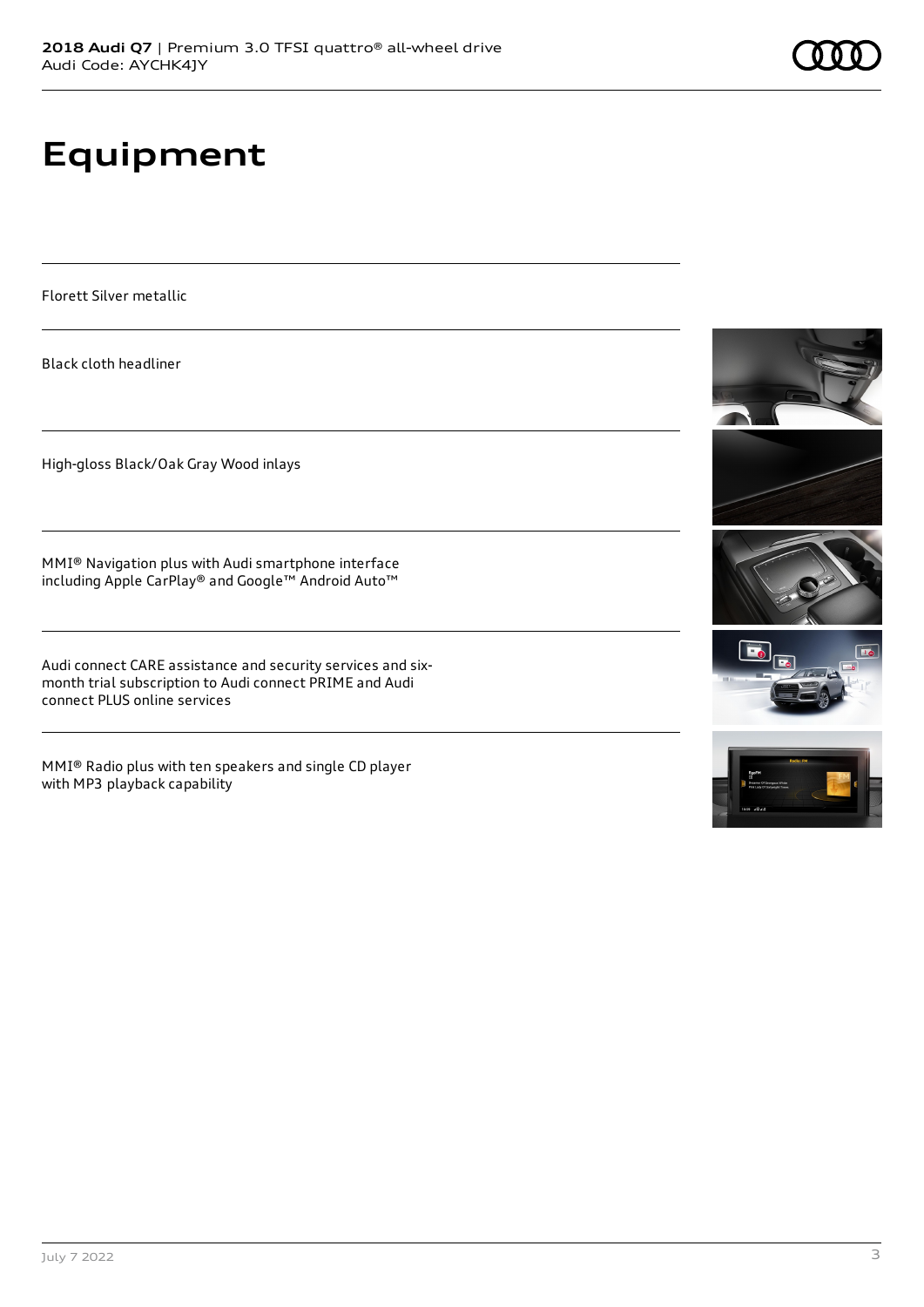# Equipment

Florett Silver metallic

Black cloth headliner

High-gloss Black/Oak Gray Wood inlays

MMI® Navigation plus with Audi smartphone interface including Apple CarPlay® and Google™ Android Auto™

Audi connect CARE assistance and security services and six-month trial subscription to Audi connect PRIME and Audi connect PLUS online services

MMI® Radio plus with ten speakers and single CD player with MP3 playback capability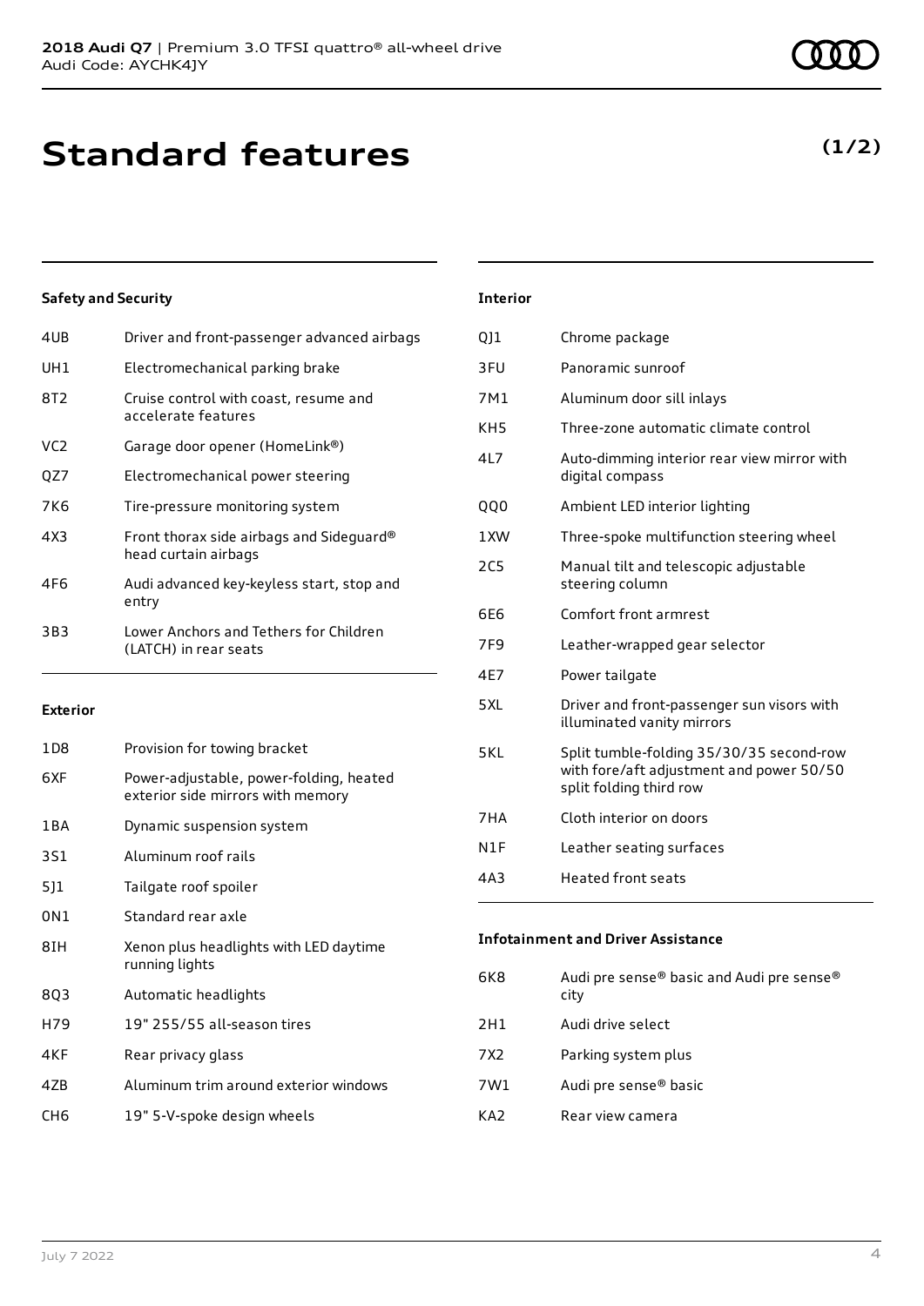# Standard features

**(1/2)**

### Safety and Security

| | |
|---|---|
| 4UB | Driver and front-passenger advanced airbags |
| UH1 | Electromechanical parking brake |
| 8T2 | Cruise control with coast, resume and accelerate features |
| VC2 | Garage door opener (HomeLink®) |
| QZ7 | Electromechanical power steering |
| 7K6 | Tire-pressure monitoring system |
| 4X3 | Front thorax side airbags and Sideguard® head curtain airbags |
| 4F6 | Audi advanced key-keyless start, stop and entry |
| 3B3 | Lower Anchors and Tethers for Children (LATCH) in rear seats |

### Exterior

| | |
|---|---|
| 1D8 | Provision for towing bracket |
| 6XF | Power-adjustable, power-folding, heated exterior side mirrors with memory |
| 1BA | Dynamic suspension system |
| 3S1 | Aluminum roof rails |
| 5J1 | Tailgate roof spoiler |
| 0N1 | Standard rear axle |
| 8IH | Xenon plus headlights with LED daytime running lights |
| 8Q3 | Automatic headlights |
| H79 | 19" 255/55 all-season tires |
| 4KF | Rear privacy glass |
| 4ZB | Aluminum trim around exterior windows |
| CH6 | 19" 5-V-spoke design wheels |

### Interior

| | |
|---|---|
| QJ1 | Chrome package |
| 3FU | Panoramic sunroof |
| 7M1 | Aluminum door sill inlays |
| KH5 | Three-zone automatic climate control |
| 4L7 | Auto-dimming interior rear view mirror with digital compass |
| QQ0 | Ambient LED interior lighting |
| 1XW | Three-spoke multifunction steering wheel |
| 2C5 | Manual tilt and telescopic adjustable steering column |
| 6E6 | Comfort front armrest |
| 7F9 | Leather-wrapped gear selector |
| 4E7 | Power tailgate |
| 5XL | Driver and front-passenger sun visors with illuminated vanity mirrors |
| 5KL | Split tumble-folding 35/30/35 second-row with fore/aft adjustment and power 50/50 split folding third row |
| 7HA | Cloth interior on doors |
| N1F | Leather seating surfaces |
| 4A3 | Heated front seats |

### Infotainment and Driver Assistance

| | |
|---|---|
| 6K8 | Audi pre sense® basic and Audi pre sense® city |
| 2H1 | Audi drive select |
| 7X2 | Parking system plus |
| 7W1 | Audi pre sense® basic |
| KA2 | Rear view camera |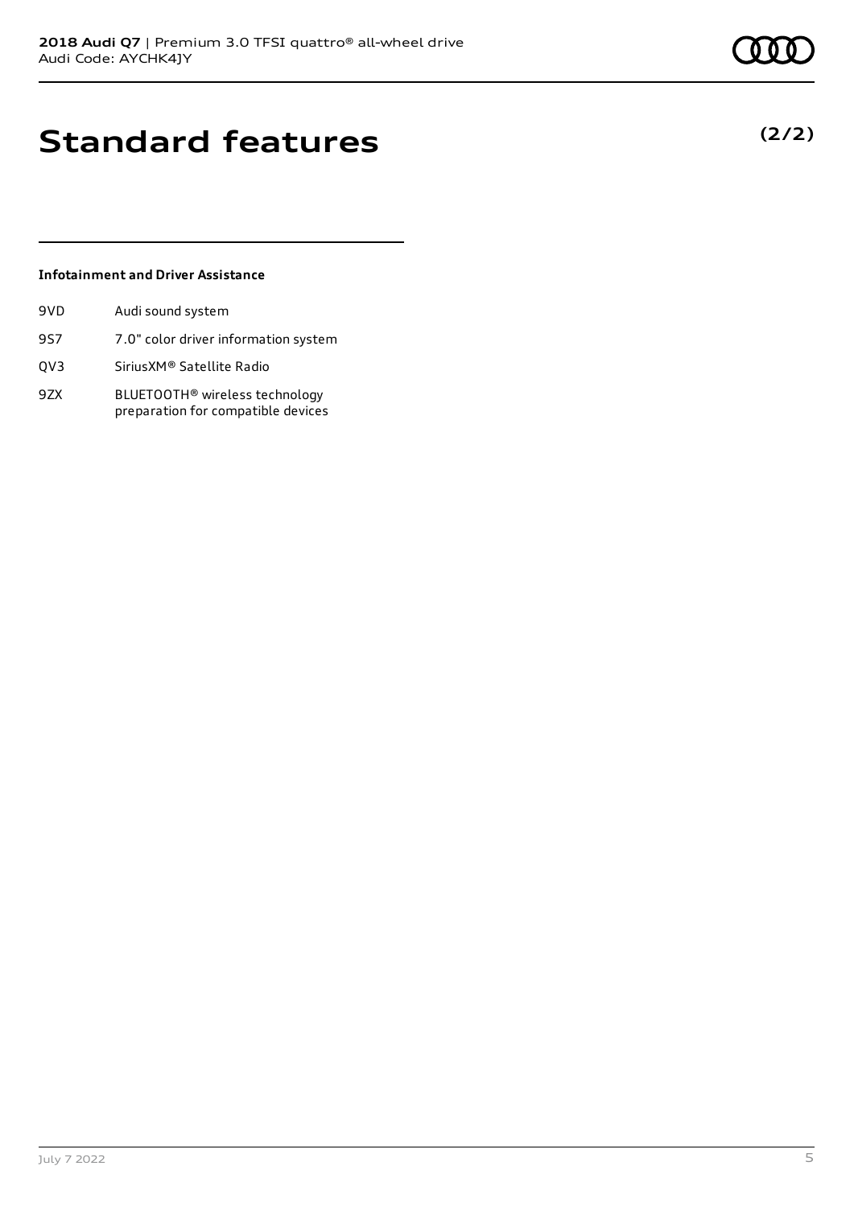# Standard features

**(2/2)**

### Infotainment and Driver Assistance

| | |
|---|---|
| 9VD | Audi sound system |
| 9S7 | 7.0" color driver information system |
| QV3 | SiriusXM® Satellite Radio |
| 9ZX | BLUETOOTH® wireless technology preparation for compatible devices |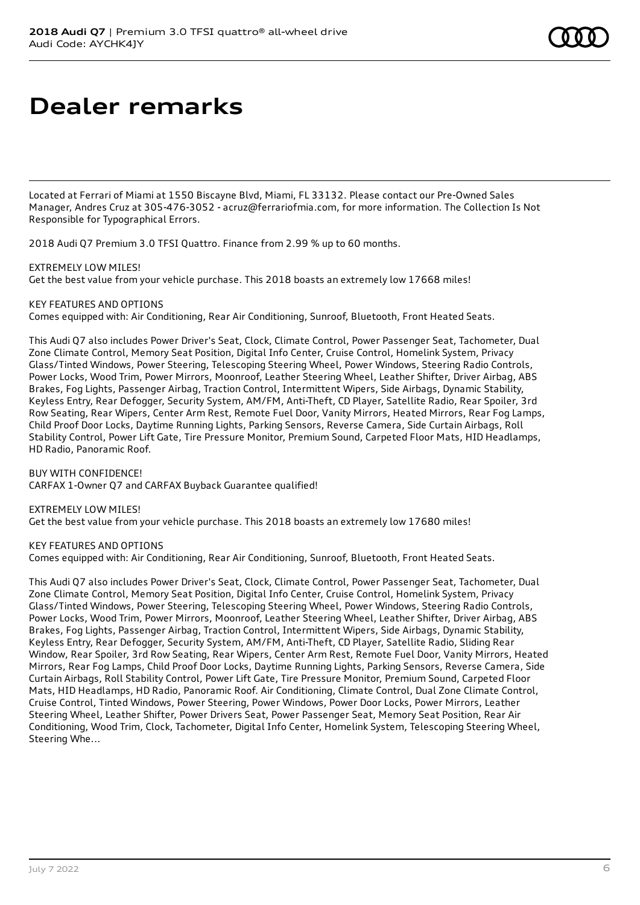# Dealer remarks

Located at Ferrari of Miami at 1550 Biscayne Blvd, Miami, FL 33132. Please contact our Pre-Owned Sales Manager, Andres Cruz at 305-476-3052 - acruz@ferrariofmia.com, for more information. The Collection Is Not Responsible for Typographical Errors.

2018 Audi Q7 Premium 3.0 TFSI Quattro. Finance from 2.99 % up to 60 months.

EXTREMELY LOW MILES!
Get the best value from your vehicle purchase. This 2018 boasts an extremely low 17668 miles!

KEY FEATURES AND OPTIONS
Comes equipped with: Air Conditioning, Rear Air Conditioning, Sunroof, Bluetooth, Front Heated Seats.

This Audi Q7 also includes Power Driver's Seat, Clock, Climate Control, Power Passenger Seat, Tachometer, Dual Zone Climate Control, Memory Seat Position, Digital Info Center, Cruise Control, Homelink System, Privacy Glass/Tinted Windows, Power Steering, Telescoping Steering Wheel, Power Windows, Steering Radio Controls, Power Locks, Wood Trim, Power Mirrors, Moonroof, Leather Steering Wheel, Leather Shifter, Driver Airbag, ABS Brakes, Fog Lights, Passenger Airbag, Traction Control, Intermittent Wipers, Side Airbags, Dynamic Stability, Keyless Entry, Rear Defogger, Security System, AM/FM, Anti-Theft, CD Player, Satellite Radio, Rear Spoiler, 3rd Row Seating, Rear Wipers, Center Arm Rest, Remote Fuel Door, Vanity Mirrors, Heated Mirrors, Rear Fog Lamps, Child Proof Door Locks, Daytime Running Lights, Parking Sensors, Reverse Camera, Side Curtain Airbags, Roll Stability Control, Power Lift Gate, Tire Pressure Monitor, Premium Sound, Carpeted Floor Mats, HID Headlamps, HD Radio, Panoramic Roof.

BUY WITH CONFIDENCE!
CARFAX 1-Owner Q7 and CARFAX Buyback Guarantee qualified!

EXTREMELY LOW MILES!
Get the best value from your vehicle purchase. This 2018 boasts an extremely low 17680 miles!

KEY FEATURES AND OPTIONS
Comes equipped with: Air Conditioning, Rear Air Conditioning, Sunroof, Bluetooth, Front Heated Seats.

This Audi Q7 also includes Power Driver's Seat, Clock, Climate Control, Power Passenger Seat, Tachometer, Dual Zone Climate Control, Memory Seat Position, Digital Info Center, Cruise Control, Homelink System, Privacy Glass/Tinted Windows, Power Steering, Telescoping Steering Wheel, Power Windows, Steering Radio Controls, Power Locks, Wood Trim, Power Mirrors, Moonroof, Leather Steering Wheel, Leather Shifter, Driver Airbag, ABS Brakes, Fog Lights, Passenger Airbag, Traction Control, Intermittent Wipers, Side Airbags, Dynamic Stability, Keyless Entry, Rear Defogger, Security System, AM/FM, Anti-Theft, CD Player, Satellite Radio, Sliding Rear Window, Rear Spoiler, 3rd Row Seating, Rear Wipers, Center Arm Rest, Remote Fuel Door, Vanity Mirrors, Heated Mirrors, Rear Fog Lamps, Child Proof Door Locks, Daytime Running Lights, Parking Sensors, Reverse Camera, Side Curtain Airbags, Roll Stability Control, Power Lift Gate, Tire Pressure Monitor, Premium Sound, Carpeted Floor Mats, HID Headlamps, HD Radio, Panoramic Roof. Air Conditioning, Climate Control, Dual Zone Climate Control, Cruise Control, Tinted Windows, Power Steering, Power Windows, Power Door Locks, Power Mirrors, Leather Steering Wheel, Leather Shifter, Power Drivers Seat, Power Passenger Seat, Memory Seat Position, Rear Air Conditioning, Wood Trim, Clock, Tachometer, Digital Info Center, Homelink System, Telescoping Steering Wheel, Steering Whe...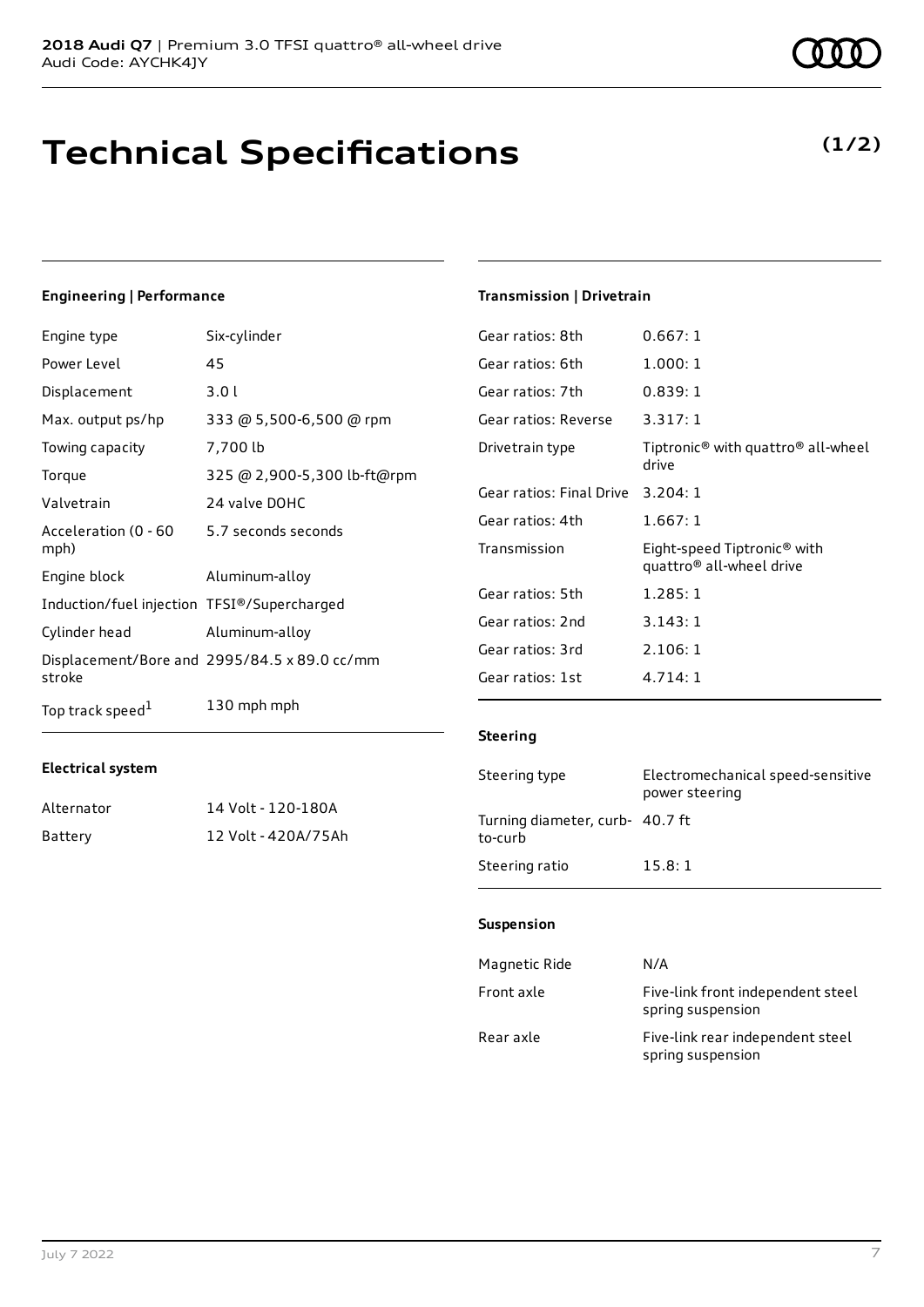# Technical Specifications

**(1/2)**

### Engineering | Performance

| | |
|---|---|
| Engine type | Six-cylinder |
| Power Level | 45 |
| Displacement | 3.0 l |
| Max. output ps/hp | 333 @ 5,500-6,500 @ rpm |
| Towing capacity | 7,700 lb |
| Torque | 325 @ 2,900-5,300 lb-ft@rpm |
| Valvetrain | 24 valve DOHC |
| Acceleration (0 - 60 mph) | 5.7 seconds seconds |
| Engine block | Aluminum-alloy |
| Induction/fuel injection | TFSI®/Supercharged |
| Cylinder head | Aluminum-alloy |
| Displacement/Bore and stroke | 2995/84.5 x 89.0 cc/mm |
| Top track speed[1] | 130 mph mph |

### Electrical system

| | |
|---|---|
| Alternator | 14 Volt - 120-180A |
| Battery | 12 Volt - 420A/75Ah |

### Transmission | Drivetrain

| | |
|---|---|
| Gear ratios: 8th | 0.667: 1 |
| Gear ratios: 6th | 1.000: 1 |
| Gear ratios: 7th | 0.839: 1 |
| Gear ratios: Reverse | 3.317: 1 |
| Drivetrain type | Tiptronic® with quattro® all-wheel drive |
| Gear ratios: Final Drive | 3.204: 1 |
| Gear ratios: 4th | 1.667: 1 |
| Transmission | Eight-speed Tiptronic® with quattro® all-wheel drive |
| Gear ratios: 5th | 1.285: 1 |
| Gear ratios: 2nd | 3.143: 1 |
| Gear ratios: 3rd | 2.106: 1 |
| Gear ratios: 1st | 4.714: 1 |

### Steering

| | |
|---|---|
| Steering type | Electromechanical speed-sensitive power steering |
| Turning diameter, curb-to-curb | 40.7 ft |
| Steering ratio | 15.8: 1 |

### Suspension

| | |
|---|---|
| Magnetic Ride | N/A |
| Front axle | Five-link front independent steel spring suspension |
| Rear axle | Five-link rear independent steel spring suspension |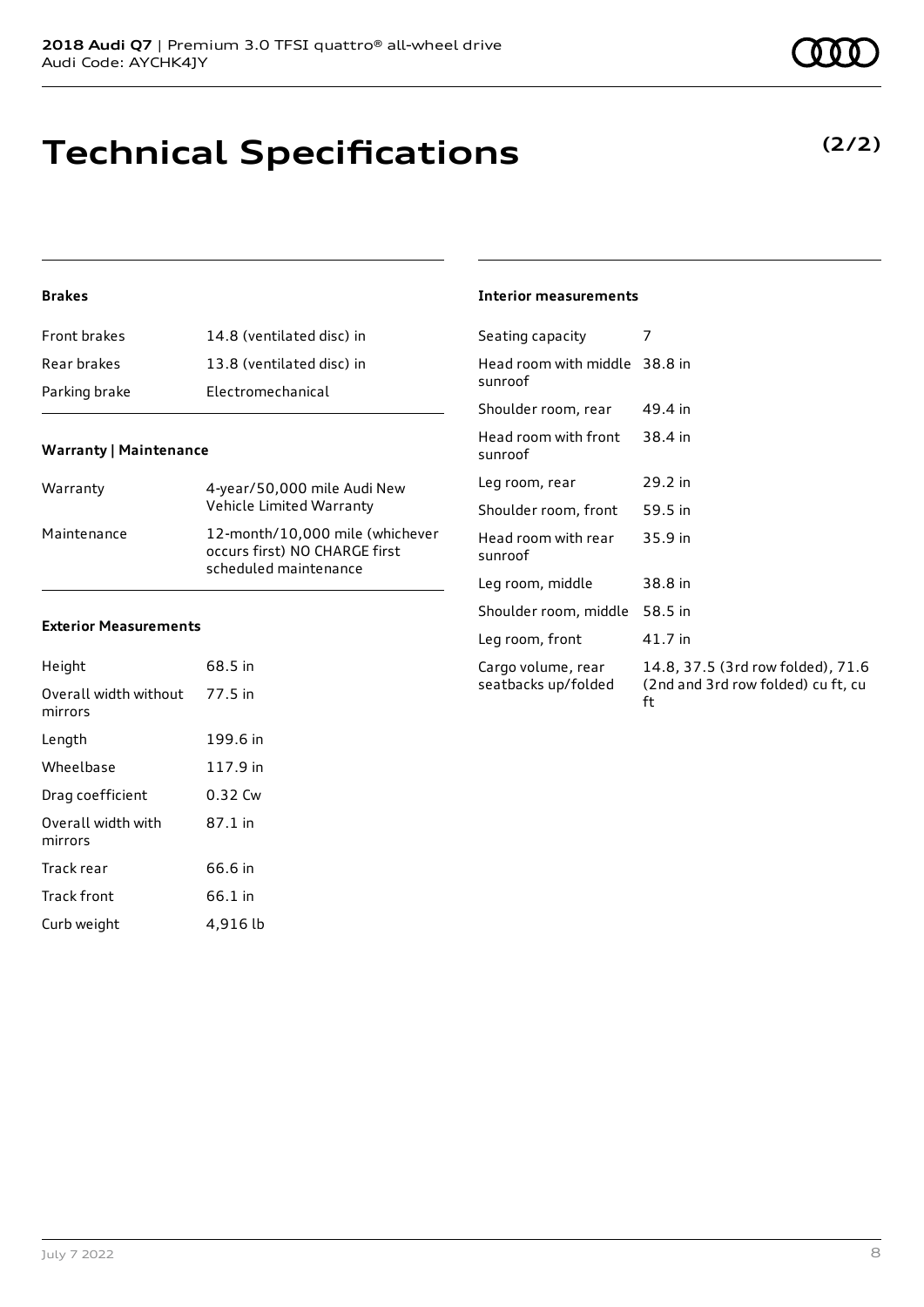# Technical Specifications

**(2/2)**

#### Brakes

| | |
|---|---|
| Front brakes | 14.8 (ventilated disc) in |
| Rear brakes | 13.8 (ventilated disc) in |
| Parking brake | Electromechanical |

#### Warranty | Maintenance

| | |
|---|---|
| Warranty | 4-year/50,000 mile Audi New Vehicle Limited Warranty |
| Maintenance | 12-month/10,000 mile (whichever occurs first) NO CHARGE first scheduled maintenance |

#### Exterior Measurements

| | |
|---|---|
| Height | 68.5 in |
| Overall width without mirrors | 77.5 in |
| Length | 199.6 in |
| Wheelbase | 117.9 in |
| Drag coefficient | 0.32 Cw |
| Overall width with mirrors | 87.1 in |
| Track rear | 66.6 in |
| Track front | 66.1 in |
| Curb weight | 4,916 lb |

#### Interior measurements

| | |
|---|---|
| Seating capacity | 7 |
| Head room with middle sunroof | 38.8 in |
| Shoulder room, rear | 49.4 in |
| Head room with front sunroof | 38.4 in |
| Leg room, rear | 29.2 in |
| Shoulder room, front | 59.5 in |
| Head room with rear sunroof | 35.9 in |
| Leg room, middle | 38.8 in |
| Shoulder room, middle | 58.5 in |
| Leg room, front | 41.7 in |
| Cargo volume, rear seatbacks up/folded | 14.8, 37.5 (3rd row folded), 71.6 (2nd and 3rd row folded) cu ft, cu ft |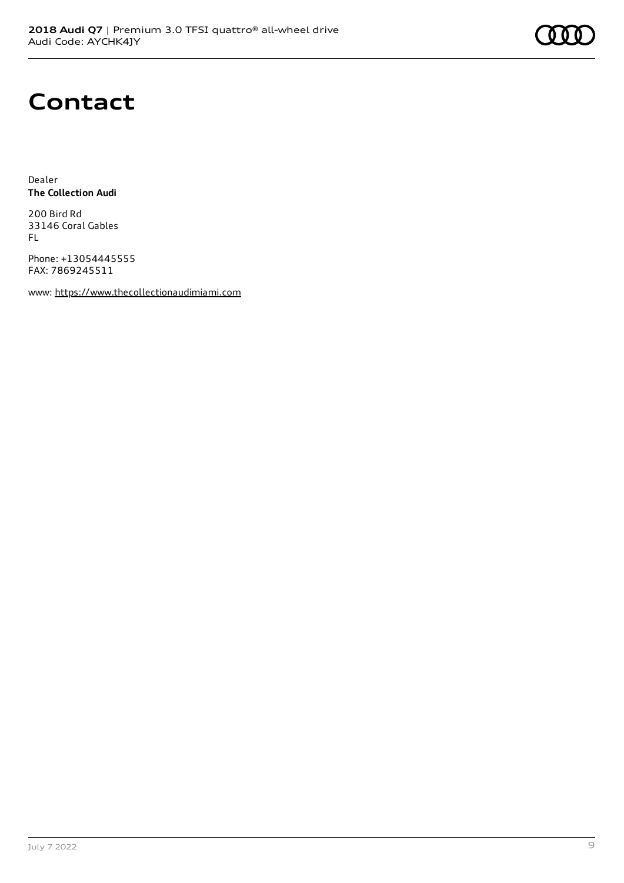# Contact

Dealer
**The Collection Audi**

200 Bird Rd
33146 Coral Gables
FL

Phone: +13054445555
FAX: 7869245511

www: https://www.thecollectionaudimiami.com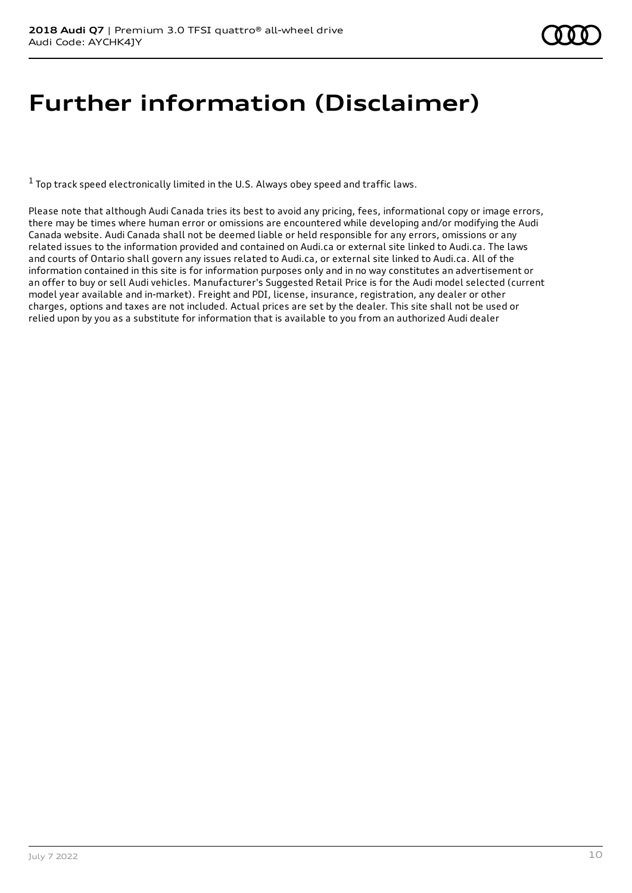# Further information (Disclaimer)

[1] Top track speed electronically limited in the U.S. Always obey speed and traffic laws.

Please note that although Audi Canada tries its best to avoid any pricing, fees, informational copy or image errors, there may be times where human error or omissions are encountered while developing and/or modifying the Audi Canada website. Audi Canada shall not be deemed liable or held responsible for any errors, omissions or any related issues to the information provided and contained on Audi.ca or external site linked to Audi.ca. The laws and courts of Ontario shall govern any issues related to Audi.ca, or external site linked to Audi.ca. All of the information contained in this site is for information purposes only and in no way constitutes an advertisement or an offer to buy or sell Audi vehicles. Manufacturer's Suggested Retail Price is for the Audi model selected (current model year available and in-market). Freight and PDI, license, insurance, registration, any dealer or other charges, options and taxes are not included. Actual prices are set by the dealer. This site shall not be used or relied upon by you as a substitute for information that is available to you from an authorized Audi dealer